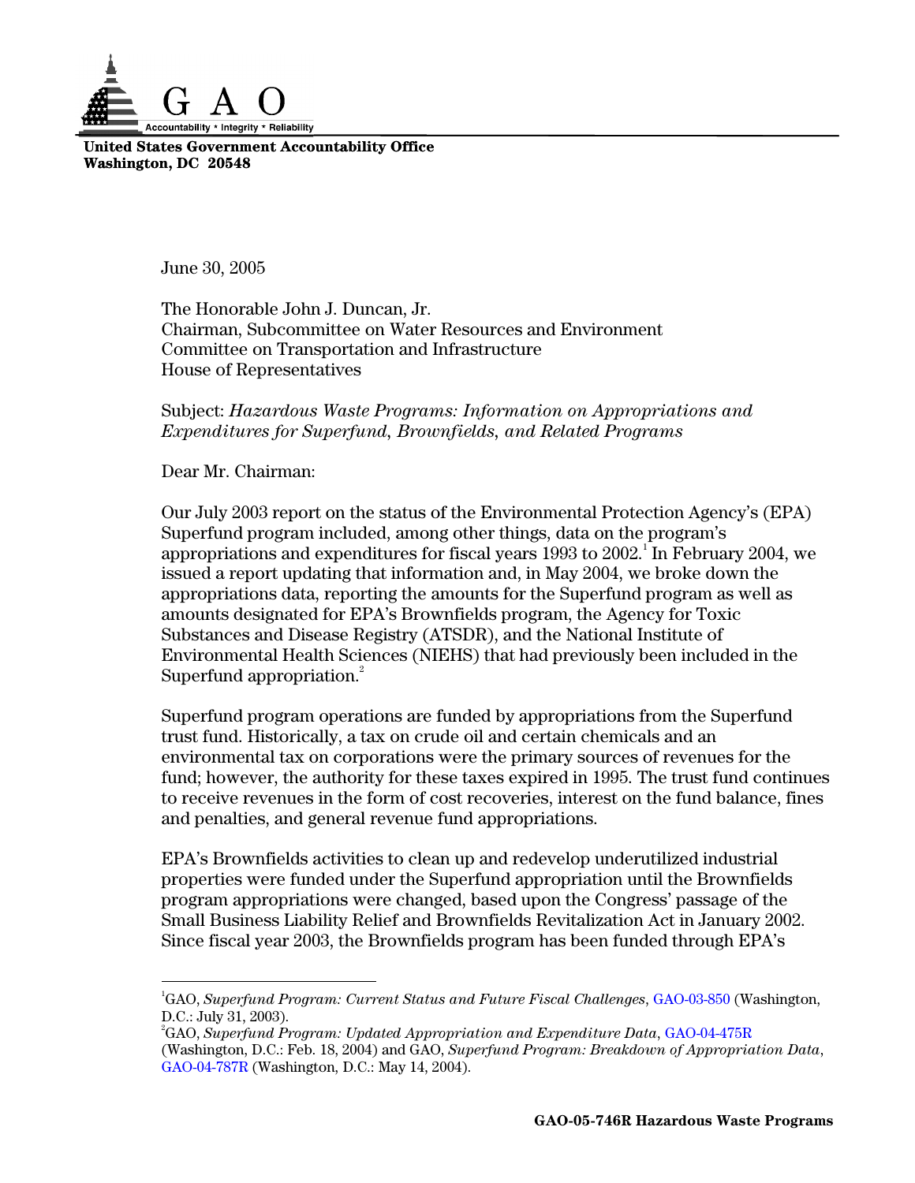**United States Government Accountability Office**
**Washington, DC 20548**

June 30, 2005

The Honorable John J. Duncan, Jr.
Chairman, Subcommittee on Water Resources and Environment
Committee on Transportation and Infrastructure
House of Representatives

Subject: *Hazardous Waste Programs: Information on Appropriations and Expenditures for Superfund, Brownfields, and Related Programs*

Dear Mr. Chairman:

Our July 2003 report on the status of the Environmental Protection Agency's (EPA) Superfund program included, among other things, data on the program's appropriations and expenditures for fiscal years 1993 to 2002.[1] In February 2004, we issued a report updating that information and, in May 2004, we broke down the appropriations data, reporting the amounts for the Superfund program as well as amounts designated for EPA's Brownfields program, the Agency for Toxic Substances and Disease Registry (ATSDR), and the National Institute of Environmental Health Sciences (NIEHS) that had previously been included in the Superfund appropriation.[2]

Superfund program operations are funded by appropriations from the Superfund trust fund. Historically, a tax on crude oil and certain chemicals and an environmental tax on corporations were the primary sources of revenues for the fund; however, the authority for these taxes expired in 1995. The trust fund continues to receive revenues in the form of cost recoveries, interest on the fund balance, fines and penalties, and general revenue fund appropriations.

EPA's Brownfields activities to clean up and redevelop underutilized industrial properties were funded under the Superfund appropriation until the Brownfields program appropriations were changed, based upon the Congress' passage of the Small Business Liability Relief and Brownfields Revitalization Act in January 2002. Since fiscal year 2003, the Brownfields program has been funded through EPA's

---

[1] GAO, *Superfund Program: Current Status and Future Fiscal Challenges*, GAO-03-850 (Washington, D.C.: July 31, 2003).

[2] GAO, *Superfund Program: Updated Appropriation and Expenditure Data*, GAO-04-475R (Washington, D.C.: Feb. 18, 2004) and GAO, *Superfund Program: Breakdown of Appropriation Data*, GAO-04-787R (Washington, D.C.: May 14, 2004).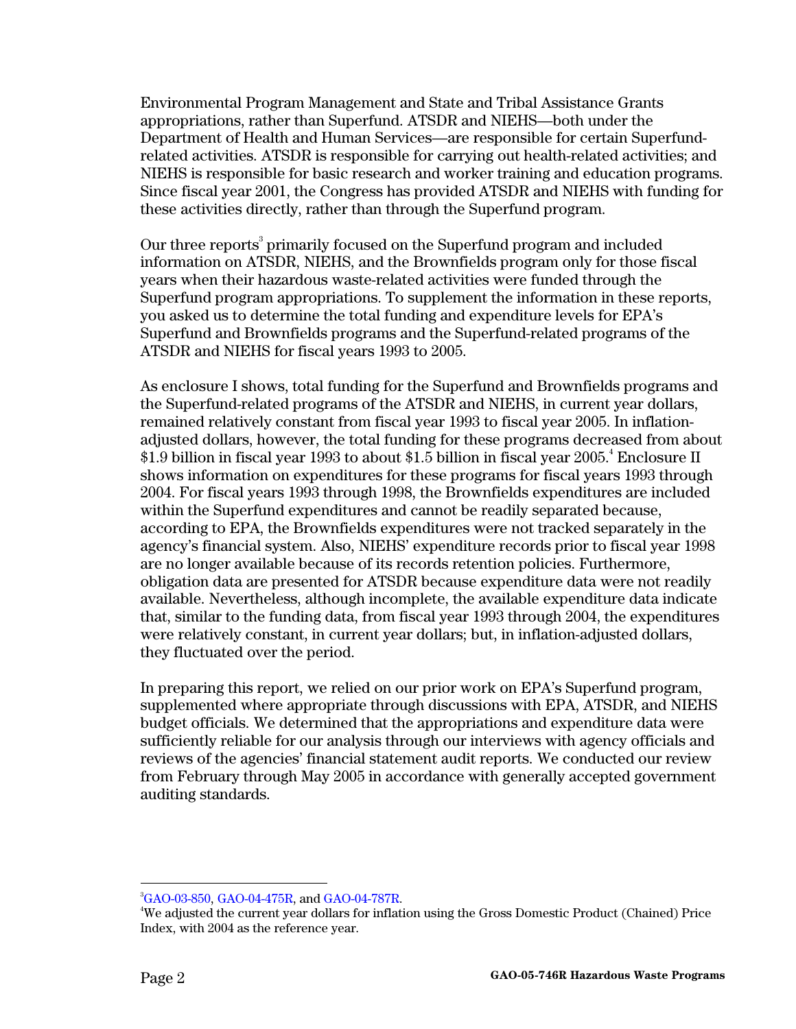Environmental Program Management and State and Tribal Assistance Grants appropriations, rather than Superfund. ATSDR and NIEHS—both under the Department of Health and Human Services—are responsible for certain Superfund-related activities. ATSDR is responsible for carrying out health-related activities; and NIEHS is responsible for basic research and worker training and education programs. Since fiscal year 2001, the Congress has provided ATSDR and NIEHS with funding for these activities directly, rather than through the Superfund program.

Our three reports[3] primarily focused on the Superfund program and included information on ATSDR, NIEHS, and the Brownfields program only for those fiscal years when their hazardous waste-related activities were funded through the Superfund program appropriations. To supplement the information in these reports, you asked us to determine the total funding and expenditure levels for EPA's Superfund and Brownfields programs and the Superfund-related programs of the ATSDR and NIEHS for fiscal years 1993 to 2005.

As enclosure I shows, total funding for the Superfund and Brownfields programs and the Superfund-related programs of the ATSDR and NIEHS, in current year dollars, remained relatively constant from fiscal year 1993 to fiscal year 2005. In inflation-adjusted dollars, however, the total funding for these programs decreased from about $1.9 billion in fiscal year 1993 to about $1.5 billion in fiscal year 2005.[4] Enclosure II shows information on expenditures for these programs for fiscal years 1993 through 2004. For fiscal years 1993 through 1998, the Brownfields expenditures are included within the Superfund expenditures and cannot be readily separated because, according to EPA, the Brownfields expenditures were not tracked separately in the agency's financial system. Also, NIEHS' expenditure records prior to fiscal year 1998 are no longer available because of its records retention policies. Furthermore, obligation data are presented for ATSDR because expenditure data were not readily available. Nevertheless, although incomplete, the available expenditure data indicate that, similar to the funding data, from fiscal year 1993 through 2004, the expenditures were relatively constant, in current year dollars; but, in inflation-adjusted dollars, they fluctuated over the period.

In preparing this report, we relied on our prior work on EPA's Superfund program, supplemented where appropriate through discussions with EPA, ATSDR, and NIEHS budget officials. We determined that the appropriations and expenditure data were sufficiently reliable for our analysis through our interviews with agency officials and reviews of the agencies' financial statement audit reports. We conducted our review from February through May 2005 in accordance with generally accepted government auditing standards.

---

[3] GAO-03-850, GAO-04-475R, and GAO-04-787R.

[4] We adjusted the current year dollars for inflation using the Gross Domestic Product (Chained) Price Index, with 2004 as the reference year.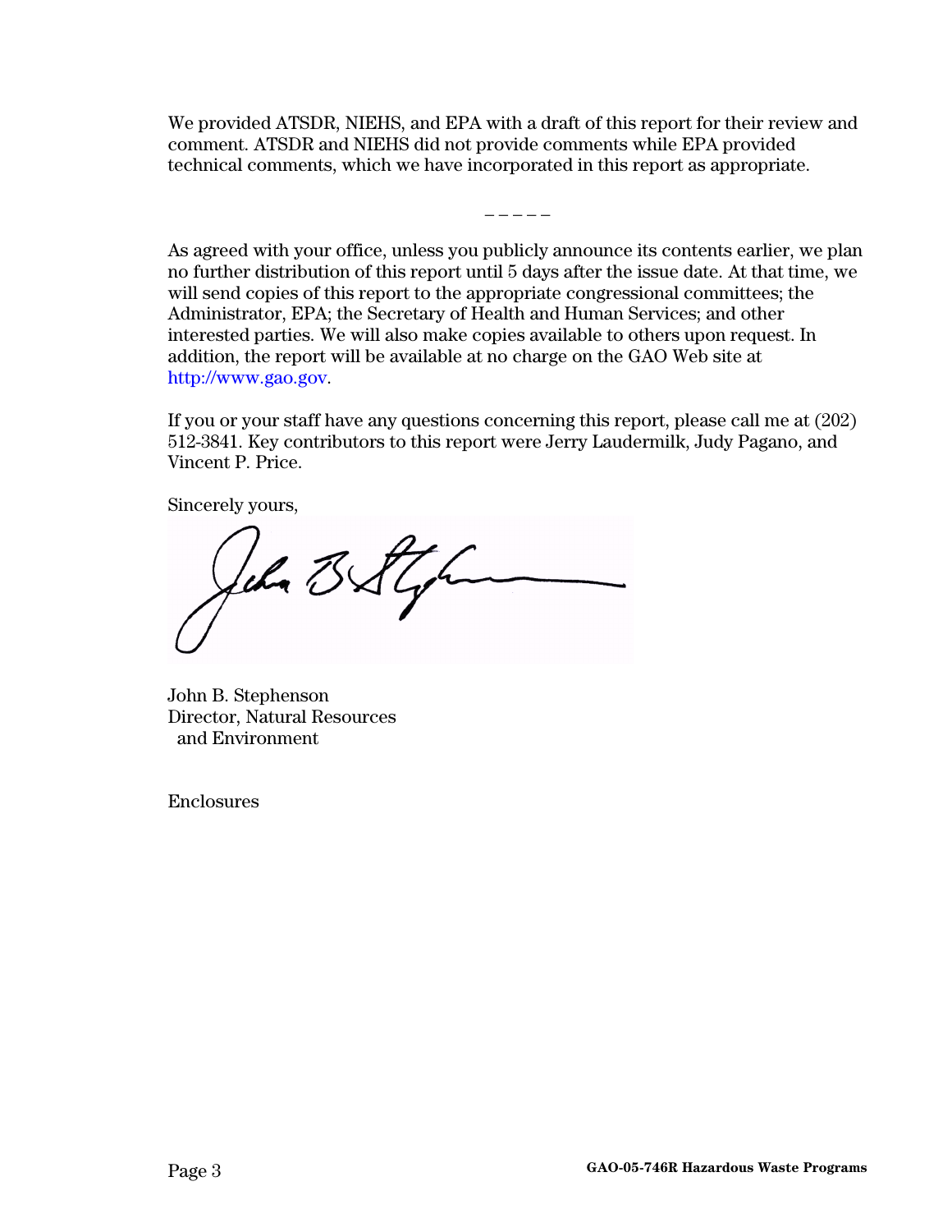We provided ATSDR, NIEHS, and EPA with a draft of this report for their review and comment. ATSDR and NIEHS did not provide comments while EPA provided technical comments, which we have incorporated in this report as appropriate.

\- - - - -

As agreed with your office, unless you publicly announce its contents earlier, we plan no further distribution of this report until 5 days after the issue date. At that time, we will send copies of this report to the appropriate congressional committees; the Administrator, EPA; the Secretary of Health and Human Services; and other interested parties. We will also make copies available to others upon request. In addition, the report will be available at no charge on the GAO Web site at http://www.gao.gov.

If you or your staff have any questions concerning this report, please call me at (202) 512-3841. Key contributors to this report were Jerry Laudermilk, Judy Pagano, and Vincent P. Price.

Sincerely yours,

John B. Stephenson
Director, Natural Resources
and Environment

Enclosures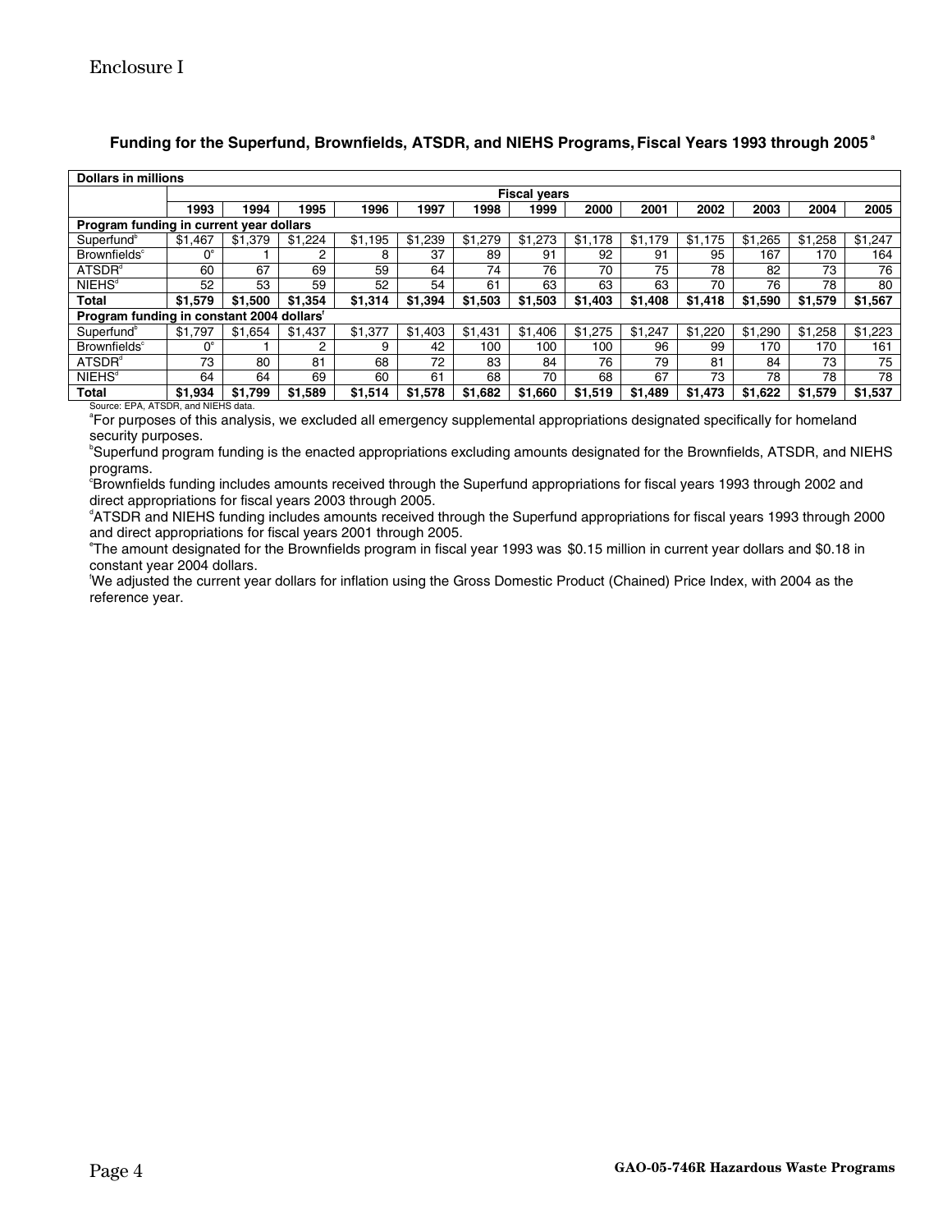Enclosure I

### Funding for the Superfund, Brownfields, ATSDR, and NIEHS Programs, Fiscal Years 1993 through 2005[a]

| Dollars in millions | | | | | | | | | | | | | |
|---|---|---|---|---|---|---|---|---|---|---|---|---|---|
| | Fiscal years | | | | | | | | | | | | |
| | 1993 | 1994 | 1995 | 1996 | 1997 | 1998 | 1999 | 2000 | 2001 | 2002 | 2003 | 2004 | 2005 |
| **Program funding in current year dollars** | | | | | | | | | | | | | |
| Superfund[b] | $1,467 | $1,379 | $1,224 | $1,195 | $1,239 | $1,279 | $1,273 | $1,178 | $1,179 | $1,175 | $1,265 | $1,258 | $1,247 |
| Brownfields[c] | 0[e] | 1 | 2 | 8 | 37 | 89 | 91 | 92 | 91 | 95 | 167 | 170 | 164 |
| ATSDR[d] | 60 | 67 | 69 | 59 | 64 | 74 | 76 | 70 | 75 | 78 | 82 | 73 | 76 |
| NIEHS[d] | 52 | 53 | 59 | 52 | 54 | 61 | 63 | 63 | 63 | 70 | 76 | 78 | 80 |
| **Total** | **$1,579** | **$1,500** | **$1,354** | **$1,314** | **$1,394** | **$1,503** | **$1,503** | **$1,403** | **$1,408** | **$1,418** | **$1,590** | **$1,579** | **$1,567** |
| **Program funding in constant 2004 dollars[f]** | | | | | | | | | | | | | |
| Superfund[b] | $1,797 | $1,654 | $1,437 | $1,377 | $1,403 | $1,431 | $1,406 | $1,275 | $1,247 | $1,220 | $1,290 | $1,258 | $1,223 |
| Brownfields[c] | 0[e] | 1 | 2 | 9 | 42 | 100 | 100 | 100 | 96 | 99 | 170 | 170 | 161 |
| ATSDR[d] | 73 | 80 | 81 | 68 | 72 | 83 | 84 | 76 | 79 | 81 | 84 | 73 | 75 |
| NIEHS[d] | 64 | 64 | 69 | 60 | 61 | 68 | 70 | 68 | 67 | 73 | 78 | 78 | 78 |
| **Total** | **$1,934** | **$1,799** | **$1,589** | **$1,514** | **$1,578** | **$1,682** | **$1,660** | **$1,519** | **$1,489** | **$1,473** | **$1,622** | **$1,579** | **$1,537** |

Source: EPA, ATSDR, and NIEHS data.

[a]For purposes of this analysis, we excluded all emergency supplemental appropriations designated specifically for homeland security purposes.

[b]Superfund program funding is the enacted appropriations excluding amounts designated for the Brownfields, ATSDR, and NIEHS programs.

[c]Brownfields funding includes amounts received through the Superfund appropriations for fiscal years 1993 through 2002 and direct appropriations for fiscal years 2003 through 2005.

[d]ATSDR and NIEHS funding includes amounts received through the Superfund appropriations for fiscal years 1993 through 2000 and direct appropriations for fiscal years 2001 through 2005.

[e]The amount designated for the Brownfields program in fiscal year 1993 was $0.15 million in current year dollars and $0.18 in constant year 2004 dollars.

[f]We adjusted the current year dollars for inflation using the Gross Domestic Product (Chained) Price Index, with 2004 as the reference year.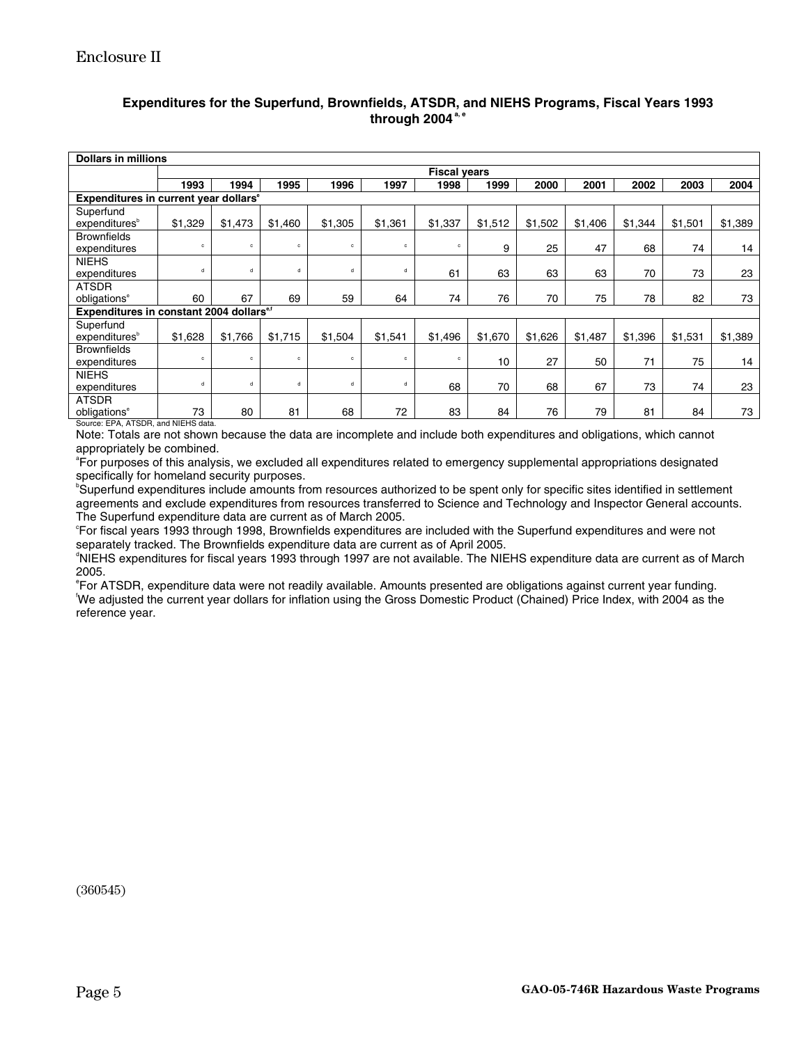Enclosure II

### Expenditures for the Superfund, Brownfields, ATSDR, and NIEHS Programs, Fiscal Years 1993 through 2004[a, e]

| Dollars in millions | | | | | | | | | | | | |
|---|---|---|---|---|---|---|---|---|---|---|---|---|
| | Fiscal years | | | | | | | | | | | |
| | 1993 | 1994 | 1995 | 1996 | 1997 | 1998 | 1999 | 2000 | 2001 | 2002 | 2003 | 2004 |
| **Expenditures in current year dollars[e]** | | | | | | | | | | | | |
| Superfund expenditures[b] | $1,329 | $1,473 | $1,460 | $1,305 | $1,361 | $1,337 | $1,512 | $1,502 | $1,406 | $1,344 | $1,501 | $1,389 |
| Brownfields expenditures | [c] | [c] | [c] | [c] | [c] | [c] | 9 | 25 | 47 | 68 | 74 | 14 |
| NIEHS expenditures | [d] | [d] | [d] | [d] | [d] | 61 | 63 | 63 | 63 | 70 | 73 | 23 |
| ATSDR obligations[e] | 60 | 67 | 69 | 59 | 64 | 74 | 76 | 70 | 75 | 78 | 82 | 73 |
| **Expenditures in constant 2004 dollars[e,f]** | | | | | | | | | | | | |
| Superfund expenditures[b] | $1,628 | $1,766 | $1,715 | $1,504 | $1,541 | $1,496 | $1,670 | $1,626 | $1,487 | $1,396 | $1,531 | $1,389 |
| Brownfields expenditures | [c] | [c] | [c] | [c] | [c] | [c] | 10 | 27 | 50 | 71 | 75 | 14 |
| NIEHS expenditures | [d] | [d] | [d] | [d] | [d] | 68 | 70 | 68 | 67 | 73 | 74 | 23 |
| ATSDR obligations[e] | 73 | 80 | 81 | 68 | 72 | 83 | 84 | 76 | 79 | 81 | 84 | 73 |

Source: EPA, ATSDR, and NIEHS data.

Note: Totals are not shown because the data are incomplete and include both expenditures and obligations, which cannot appropriately be combined.

[a]For purposes of this analysis, we excluded all expenditures related to emergency supplemental appropriations designated specifically for homeland security purposes.

[b]Superfund expenditures include amounts from resources authorized to be spent only for specific sites identified in settlement agreements and exclude expenditures from resources transferred to Science and Technology and Inspector General accounts. The Superfund expenditure data are current as of March 2005.

[c]For fiscal years 1993 through 1998, Brownfields expenditures are included with the Superfund expenditures and were not separately tracked. The Brownfields expenditure data are current as of April 2005.

[d]NIEHS expenditures for fiscal years 1993 through 1997 are not available. The NIEHS expenditure data are current as of March 2005.

[e]For ATSDR, expenditure data were not readily available. Amounts presented are obligations against current year funding.

[f]We adjusted the current year dollars for inflation using the Gross Domestic Product (Chained) Price Index, with 2004 as the reference year.

(360545)